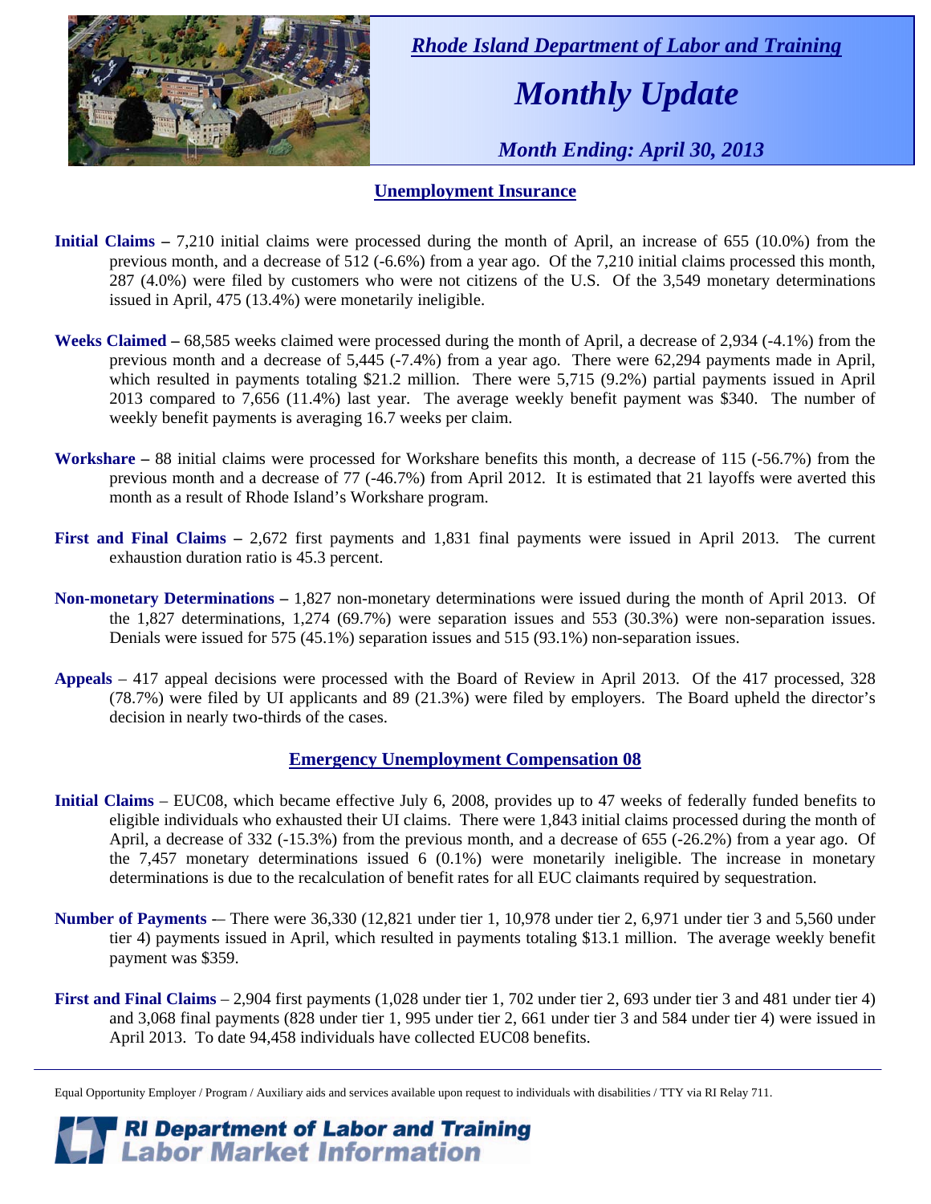*Rhode Island Department of Labor and Training*

# *Monthly Update*

*Month Ending: April 30, 2013*

## Unemployment Insurance

**Initial Claims –** 7,210 initial claims were processed during the month of April, an increase of 655 (10.0%) from the previous month, and a decrease of 512 (-6.6%) from a year ago. Of the 7,210 initial claims processed this month, 287 (4.0%) were filed by customers who were not citizens of the U.S. Of the 3,549 monetary determinations issued in April, 475 (13.4%) were monetarily ineligible.

**Weeks Claimed –** 68,585 weeks claimed were processed during the month of April, a decrease of 2,934 (-4.1%) from the previous month and a decrease of 5,445 (-7.4%) from a year ago. There were 62,294 payments made in April, which resulted in payments totaling $21.2 million. There were 5,715 (9.2%) partial payments issued in April 2013 compared to 7,656 (11.4%) last year. The average weekly benefit payment was $340. The number of weekly benefit payments is averaging 16.7 weeks per claim.

**Workshare –** 88 initial claims were processed for Workshare benefits this month, a decrease of 115 (-56.7%) from the previous month and a decrease of 77 (-46.7%) from April 2012. It is estimated that 21 layoffs were averted this month as a result of Rhode Island's Workshare program.

**First and Final Claims –** 2,672 first payments and 1,831 final payments were issued in April 2013. The current exhaustion duration ratio is 45.3 percent.

**Non-monetary Determinations –** 1,827 non-monetary determinations were issued during the month of April 2013. Of the 1,827 determinations, 1,274 (69.7%) were separation issues and 553 (30.3%) were non-separation issues. Denials were issued for 575 (45.1%) separation issues and 515 (93.1%) non-separation issues.

**Appeals** – 417 appeal decisions were processed with the Board of Review in April 2013. Of the 417 processed, 328 (78.7%) were filed by UI applicants and 89 (21.3%) were filed by employers. The Board upheld the director's decision in nearly two-thirds of the cases.

## Emergency Unemployment Compensation 08

**Initial Claims** – EUC08, which became effective July 6, 2008, provides up to 47 weeks of federally funded benefits to eligible individuals who exhausted their UI claims. There were 1,843 initial claims processed during the month of April, a decrease of 332 (-15.3%) from the previous month, and a decrease of 655 (-26.2%) from a year ago. Of the 7,457 monetary determinations issued 6 (0.1%) were monetarily ineligible. The increase in monetary determinations is due to the recalculation of benefit rates for all EUC claimants required by sequestration.

**Number of Payments** -– There were 36,330 (12,821 under tier 1, 10,978 under tier 2, 6,971 under tier 3 and 5,560 under tier 4) payments issued in April, which resulted in payments totaling $13.1 million. The average weekly benefit payment was $359.

**First and Final Claims** – 2,904 first payments (1,028 under tier 1, 702 under tier 2, 693 under tier 3 and 481 under tier 4) and 3,068 final payments (828 under tier 1, 995 under tier 2, 661 under tier 3 and 584 under tier 4) were issued in April 2013. To date 94,458 individuals have collected EUC08 benefits.

Equal Opportunity Employer / Program / Auxiliary aids and services available upon request to individuals with disabilities / TTY via RI Relay 711.

**RI Department of Labor and Training**
**Labor Market Information**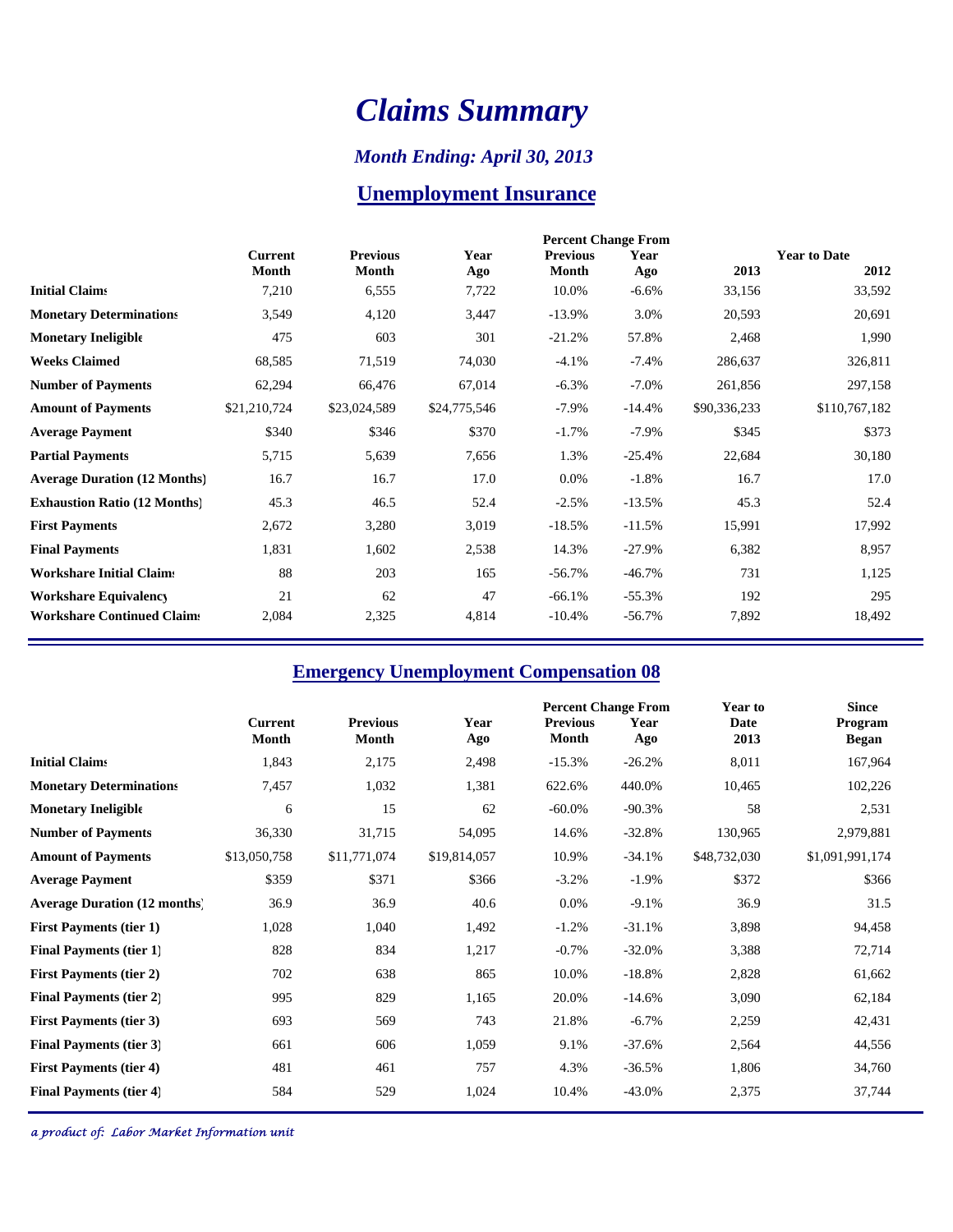# Claims Summary

### *Month Ending: April 30, 2013*

## Unemployment Insurance

| | Current Month | Previous Month | Year Ago | Percent Change From Previous Month | Percent Change From Year Ago | Year to Date 2013 | Year to Date 2012 |
|---|---|---|---|---|---|---|---|
| **Initial Claims** | 7,210 | 6,555 | 7,722 | 10.0% | -6.6% | 33,156 | 33,592 |
| **Monetary Determinations** | 3,549 | 4,120 | 3,447 | -13.9% | 3.0% | 20,593 | 20,691 |
| **Monetary Ineligible** | 475 | 603 | 301 | -21.2% | 57.8% | 2,468 | 1,990 |
| **Weeks Claimed** | 68,585 | 71,519 | 74,030 | -4.1% | -7.4% | 286,637 | 326,811 |
| **Number of Payments** | 62,294 | 66,476 | 67,014 | -6.3% | -7.0% | 261,856 | 297,158 |
| **Amount of Payments** | $21,210,724 | $23,024,589 | $24,775,546 | -7.9% | -14.4% | $90,336,233 | $110,767,182 |
| **Average Payment** | $340 | $346 | $370 | -1.7% | -7.9% | $345 | $373 |
| **Partial Payments** | 5,715 | 5,639 | 7,656 | 1.3% | -25.4% | 22,684 | 30,180 |
| **Average Duration (12 Months)** | 16.7 | 16.7 | 17.0 | 0.0% | -1.8% | 16.7 | 17.0 |
| **Exhaustion Ratio (12 Months)** | 45.3 | 46.5 | 52.4 | -2.5% | -13.5% | 45.3 | 52.4 |
| **First Payments** | 2,672 | 3,280 | 3,019 | -18.5% | -11.5% | 15,991 | 17,992 |
| **Final Payments** | 1,831 | 1,602 | 2,538 | 14.3% | -27.9% | 6,382 | 8,957 |
| **Workshare Initial Claims** | 88 | 203 | 165 | -56.7% | -46.7% | 731 | 1,125 |
| **Workshare Equivalency** | 21 | 62 | 47 | -66.1% | -55.3% | 192 | 295 |
| **Workshare Continued Claims** | 2,084 | 2,325 | 4,814 | -10.4% | -56.7% | 7,892 | 18,492 |

## Emergency Unemployment Compensation 08

| | Current Month | Previous Month | Year Ago | Percent Change From Previous Month | Percent Change From Year Ago | Year to Date 2013 | Since Program Began |
|---|---|---|---|---|---|---|---|
| **Initial Claims** | 1,843 | 2,175 | 2,498 | -15.3% | -26.2% | 8,011 | 167,964 |
| **Monetary Determinations** | 7,457 | 1,032 | 1,381 | 622.6% | 440.0% | 10,465 | 102,226 |
| **Monetary Ineligible** | 6 | 15 | 62 | -60.0% | -90.3% | 58 | 2,531 |
| **Number of Payments** | 36,330 | 31,715 | 54,095 | 14.6% | -32.8% | 130,965 | 2,979,881 |
| **Amount of Payments** | $13,050,758 | $11,771,074 | $19,814,057 | 10.9% | -34.1% | $48,732,030 | $1,091,991,174 |
| **Average Payment** | $359 | $371 | $366 | -3.2% | -1.9% | $372 | $366 |
| **Average Duration (12 months)** | 36.9 | 36.9 | 40.6 | 0.0% | -9.1% | 36.9 | 31.5 |
| **First Payments (tier 1)** | 1,028 | 1,040 | 1,492 | -1.2% | -31.1% | 3,898 | 94,458 |
| **Final Payments (tier 1)** | 828 | 834 | 1,217 | -0.7% | -32.0% | 3,388 | 72,714 |
| **First Payments (tier 2)** | 702 | 638 | 865 | 10.0% | -18.8% | 2,828 | 61,662 |
| **Final Payments (tier 2)** | 995 | 829 | 1,165 | 20.0% | -14.6% | 3,090 | 62,184 |
| **First Payments (tier 3)** | 693 | 569 | 743 | 21.8% | -6.7% | 2,259 | 42,431 |
| **Final Payments (tier 3)** | 661 | 606 | 1,059 | 9.1% | -37.6% | 2,564 | 44,556 |
| **First Payments (tier 4)** | 481 | 461 | 757 | 4.3% | -36.5% | 1,806 | 34,760 |
| **Final Payments (tier 4)** | 584 | 529 | 1,024 | 10.4% | -43.0% | 2,375 | 37,744 |

*a product of: Labor Market Information unit*